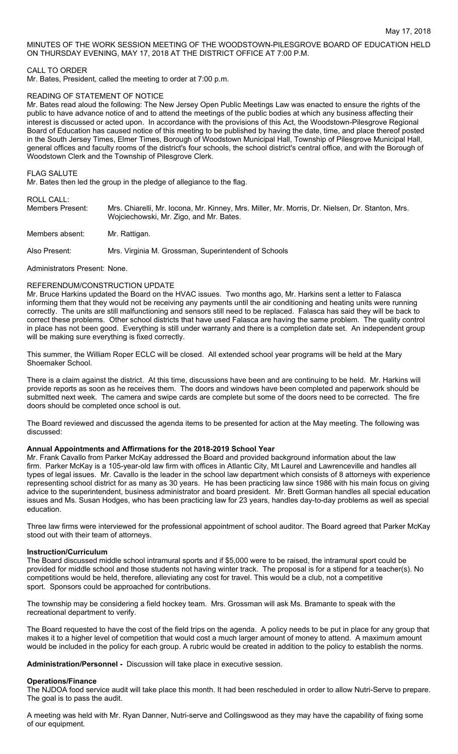May 17, 2018

MINUTES OF THE WORK SESSION MEETING OF THE WOODSTOWN-PILESGROVE BOARD OF EDUCATION HELD ON THURSDAY EVENING, MAY 17, 2018 AT THE DISTRICT OFFICE AT 7:00 P.M.

CALL TO ORDER

Mr. Bates, President, called the meeting to order at 7:00 p.m.

READING OF STATEMENT OF NOTICE

Mr. Bates read aloud the following: The New Jersey Open Public Meetings Law was enacted to ensure the rights of the public to have advance notice of and to attend the meetings of the public bodies at which any business affecting their interest is discussed or acted upon. In accordance with the provisions of this Act, the Woodstown-Pilesgrove Regional Board of Education has caused notice of this meeting to be published by having the date, time, and place thereof posted in the South Jersey Times, Elmer Times, Borough of Woodstown Municipal Hall, Township of Pilesgrove Municipal Hall, general offices and faculty rooms of the district's four schools, the school district's central office, and with the Borough of Woodstown Clerk and the Township of Pilesgrove Clerk.

FLAG SALUTE

Mr. Bates then led the group in the pledge of allegiance to the flag.

ROLL CALL:

Members Present: Mrs. Chiarelli, Mr. Iocona, Mr. Kinney, Mrs. Miller, Mr. Morris, Dr. Nielsen, Dr. Stanton, Mrs. Wojciechowski, Mr. Zigo, and Mr. Bates.

Members absent: Mr. Rattigan.

Also Present: Mrs. Virginia M. Grossman, Superintendent of Schools

Administrators Present: None.

REFERENDUM/CONSTRUCTION UPDATE

Mr. Bruce Harkins updated the Board on the HVAC issues. Two months ago, Mr. Harkins sent a letter to Falasca informing them that they would not be receiving any payments until the air conditioning and heating units were running correctly. The units are still malfunctioning and sensors still need to be replaced. Falasca has said they will be back to correct these problems. Other school districts that have used Falasca are having the same problem. The quality control in place has not been good. Everything is still under warranty and there is a completion date set. An independent group will be making sure everything is fixed correctly.

This summer, the William Roper ECLC will be closed. All extended school year programs will be held at the Mary Shoemaker School.

There is a claim against the district. At this time, discussions have been and are continuing to be held. Mr. Harkins will provide reports as soon as he receives them. The doors and windows have been completed and paperwork should be submitted next week. The camera and swipe cards are complete but some of the doors need to be corrected. The fire doors should be completed once school is out.

The Board reviewed and discussed the agenda items to be presented for action at the May meeting. The following was discussed:

**Annual Appointments and Affirmations for the 2018-2019 School Year**

Mr. Frank Cavallo from Parker McKay addressed the Board and provided background information about the law firm. Parker McKay is a 105-year-old law firm with offices in Atlantic City, Mt Laurel and Lawrenceville and handles all types of legal issues. Mr. Cavallo is the leader in the school law department which consists of 8 attorneys with experience representing school district for as many as 30 years. He has been practicing law since 1986 with his main focus on giving advice to the superintendent, business administrator and board president. Mr. Brett Gorman handles all special education issues and Ms. Susan Hodges, who has been practicing law for 23 years, handles day-to-day problems as well as special education.

Three law firms were interviewed for the professional appointment of school auditor. The Board agreed that Parker McKay stood out with their team of attorneys.

**Instruction/Curriculum**

The Board discussed middle school intramural sports and if $5,000 were to be raised, the intramural sport could be provided for middle school and those students not having winter track. The proposal is for a stipend for a teacher(s). No competitions would be held, therefore, alleviating any cost for travel. This would be a club, not a competitive sport. Sponsors could be approached for contributions.

The township may be considering a field hockey team. Mrs. Grossman will ask Ms. Bramante to speak with the recreational department to verify.

The Board requested to have the cost of the field trips on the agenda. A policy needs to be put in place for any group that makes it to a higher level of competition that would cost a much larger amount of money to attend. A maximum amount would be included in the policy for each group. A rubric would be created in addition to the policy to establish the norms.

**Administration/Personnel -** Discussion will take place in executive session.

**Operations/Finance**

The NJDOA food service audit will take place this month. It had been rescheduled in order to allow Nutri-Serve to prepare. The goal is to pass the audit.

A meeting was held with Mr. Ryan Danner, Nutri-serve and Collingswood as they may have the capability of fixing some of our equipment.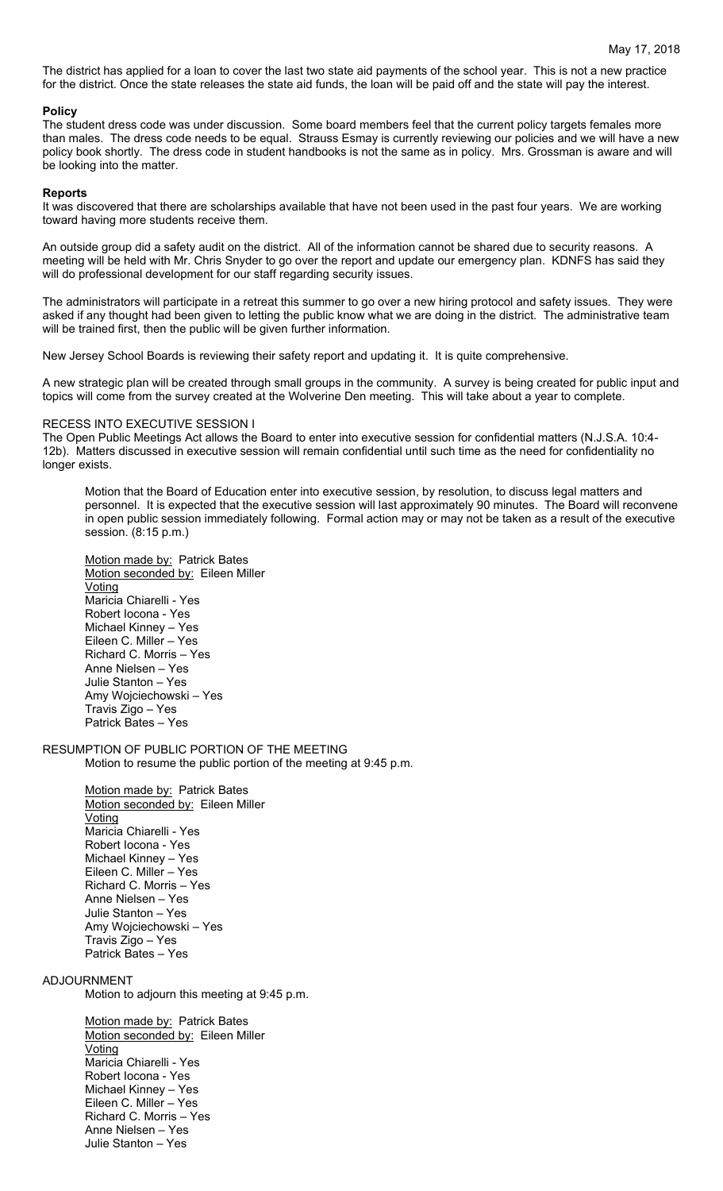The district has applied for a loan to cover the last two state aid payments of the school year. This is not a new practice for the district. Once the state releases the state aid funds, the loan will be paid off and the state will pay the interest.

**Policy**

The student dress code was under discussion. Some board members feel that the current policy targets females more than males. The dress code needs to be equal. Strauss Esmay is currently reviewing our policies and we will have a new policy book shortly. The dress code in student handbooks is not the same as in policy. Mrs. Grossman is aware and will be looking into the matter.

**Reports**

It was discovered that there are scholarships available that have not been used in the past four years. We are working toward having more students receive them.

An outside group did a safety audit on the district. All of the information cannot be shared due to security reasons. A meeting will be held with Mr. Chris Snyder to go over the report and update our emergency plan. KDNFS has said they will do professional development for our staff regarding security issues.

The administrators will participate in a retreat this summer to go over a new hiring protocol and safety issues. They were asked if any thought had been given to letting the public know what we are doing in the district. The administrative team will be trained first, then the public will be given further information.

New Jersey School Boards is reviewing their safety report and updating it. It is quite comprehensive.

A new strategic plan will be created through small groups in the community. A survey is being created for public input and topics will come from the survey created at the Wolverine Den meeting. This will take about a year to complete.

RECESS INTO EXECUTIVE SESSION I

The Open Public Meetings Act allows the Board to enter into executive session for confidential matters (N.J.S.A. 10:4-12b). Matters discussed in executive session will remain confidential until such time as the need for confidentiality no longer exists.

Motion that the Board of Education enter into executive session, by resolution, to discuss legal matters and personnel. It is expected that the executive session will last approximately 90 minutes. The Board will reconvene in open public session immediately following. Formal action may or may not be taken as a result of the executive session. (8:15 p.m.)

Motion made by: Patrick Bates
Motion seconded by: Eileen Miller
Voting
Maricia Chiarelli - Yes
Robert Iocona - Yes
Michael Kinney – Yes
Eileen C. Miller – Yes
Richard C. Morris – Yes
Anne Nielsen – Yes
Julie Stanton – Yes
Amy Wojciechowski – Yes
Travis Zigo – Yes
Patrick Bates – Yes

RESUMPTION OF PUBLIC PORTION OF THE MEETING

Motion to resume the public portion of the meeting at 9:45 p.m.

Motion made by: Patrick Bates
Motion seconded by: Eileen Miller
Voting
Maricia Chiarelli - Yes
Robert Iocona - Yes
Michael Kinney – Yes
Eileen C. Miller – Yes
Richard C. Morris – Yes
Anne Nielsen – Yes
Julie Stanton – Yes
Amy Wojciechowski – Yes
Travis Zigo – Yes
Patrick Bates – Yes

ADJOURNMENT

Motion to adjourn this meeting at 9:45 p.m.

Motion made by: Patrick Bates
Motion seconded by: Eileen Miller
Voting
Maricia Chiarelli - Yes
Robert Iocona - Yes
Michael Kinney – Yes
Eileen C. Miller – Yes
Richard C. Morris – Yes
Anne Nielsen – Yes
Julie Stanton – Yes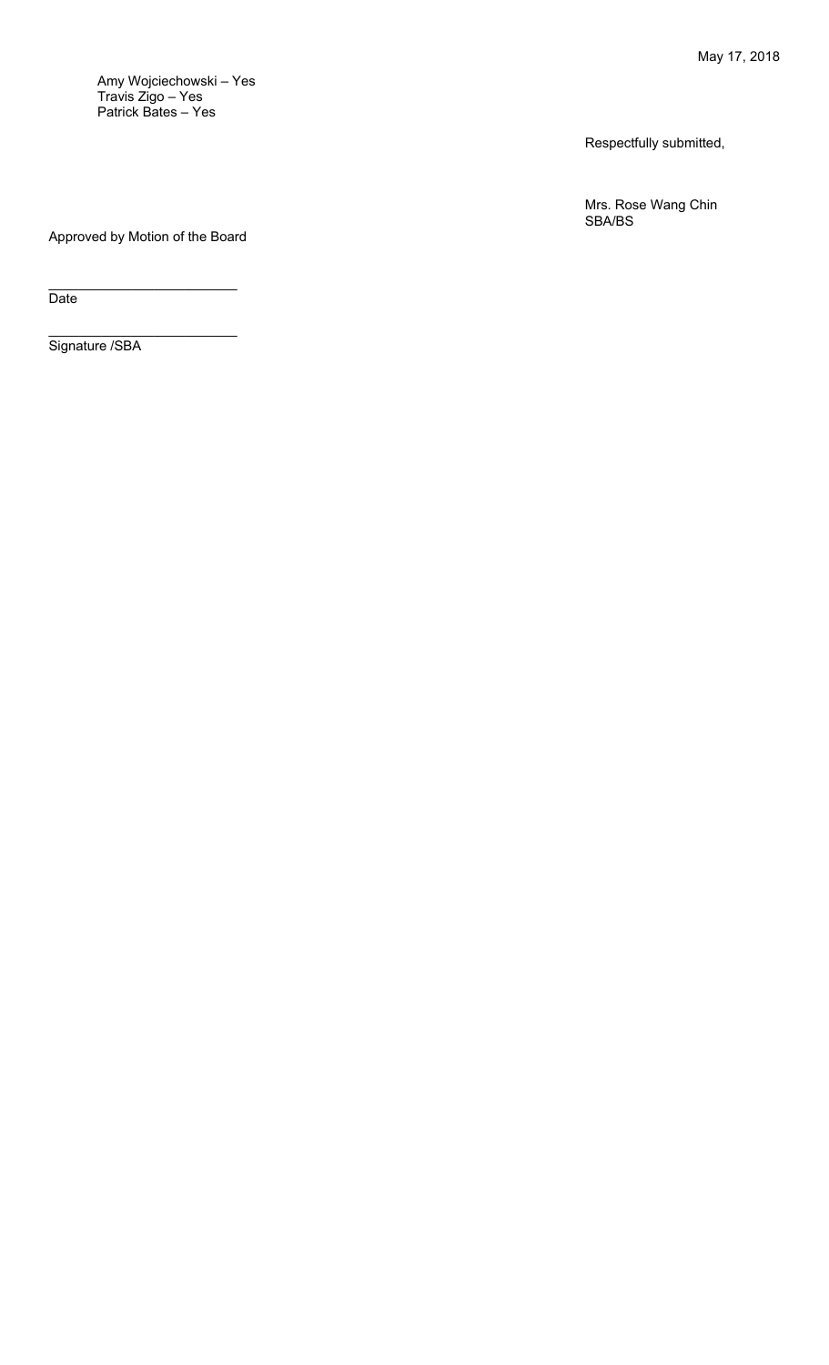Amy Wojciechowski – Yes
Travis Zigo – Yes
Patrick Bates – Yes

Respectfully submitted,

Mrs. Rose Wang Chin
SBA/BS

Approved by Motion of the Board

\_\_\_\_\_\_\_\_\_\_\_\_\_\_\_\_\_\_\_\_\_\_\_\_\_
Date

\_\_\_\_\_\_\_\_\_\_\_\_\_\_\_\_\_\_\_\_\_\_\_\_\_
Signature /SBA